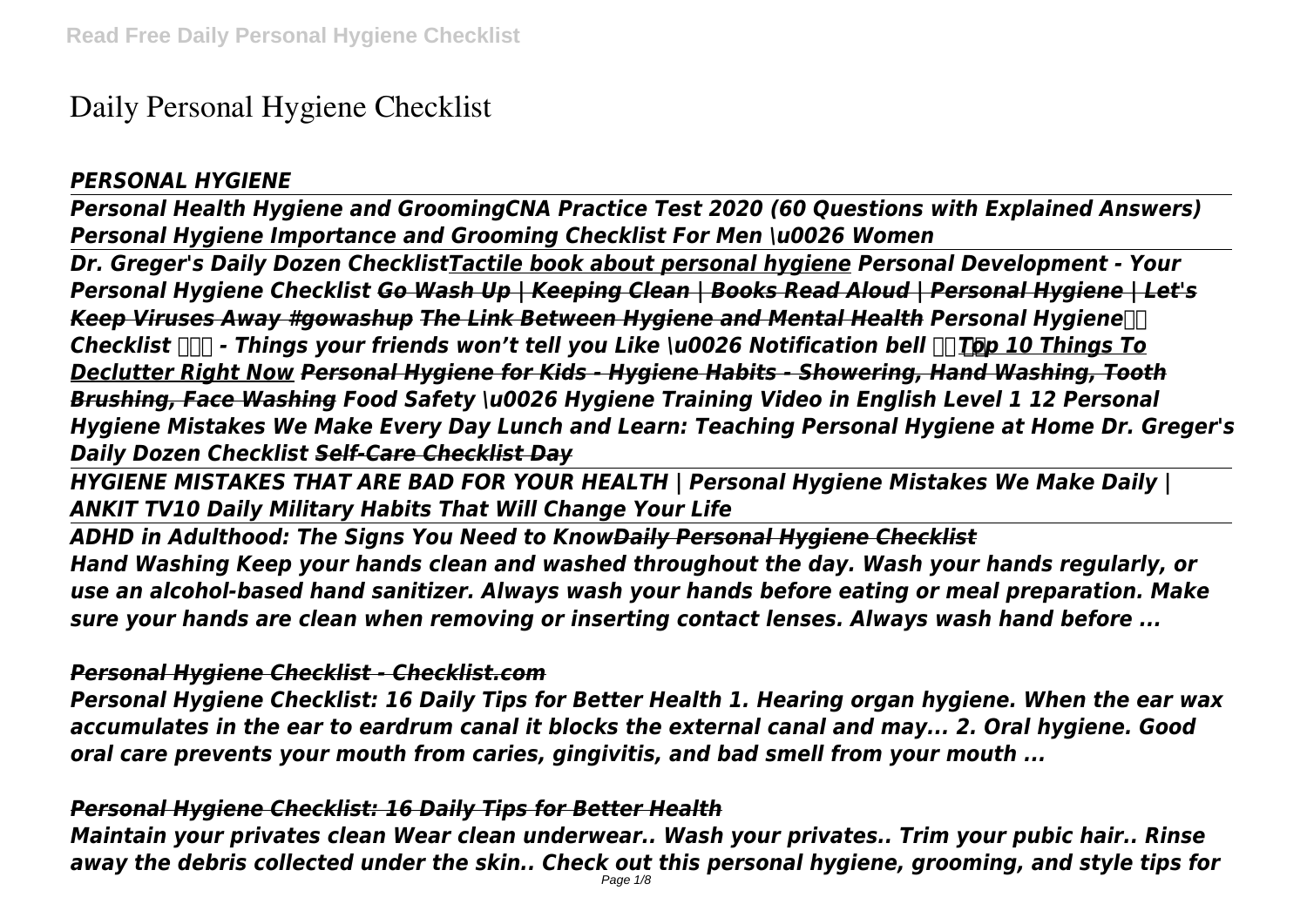# Daily Personal Hygiene Checklist

***PERSONAL HYGIENE***

***Personal Health Hygiene and GroomingCNA Practice Test 2020 (60 Questions with Explained Answers) Personal Hygiene Importance and Grooming Checklist For Men \u0026 Women***

***Dr. Greger's Daily Dozen Checklist*** ***Tactile book about personal hygiene*** ***Personal Development - Your Personal Hygiene Checklist*** ***~~Go Wash Up | Keeping Clean | Books Read Aloud | Personal Hygiene | Let's Keep Viruses Away #gowashup~~*** ***The Link Between Hygiene and Mental Health*** ***Personal Hygiene Checklist - Things your friends won't tell you Like \u0026 Notification bell*** ***Top 10 Things To Declutter Right Now*** ***~~Personal Hygiene for Kids - Hygiene Habits - Showering, Hand Washing, Tooth Brushing, Face Washing~~*** ***Food Safety \u0026 Hygiene Training Video in English Level 1 12 Personal Hygiene Mistakes We Make Every Day Lunch and Learn: Teaching Personal Hygiene at Home Dr. Greger's Daily Dozen Checklist*** ***~~Self-Care Checklist Day~~***

***HYGIENE MISTAKES THAT ARE BAD FOR YOUR HEALTH | Personal Hygiene Mistakes We Make Daily | ANKIT TV10 Daily Military Habits That Will Change Your Life***

***ADHD in Adulthood: The Signs You Need to Know*** ***~~Daily Personal Hygiene Checklist~~***

***Hand Washing Keep your hands clean and washed throughout the day. Wash your hands regularly, or use an alcohol-based hand sanitizer. Always wash your hands before eating or meal preparation. Make sure your hands are clean when removing or inserting contact lenses. Always wash hand before ...***

***Personal Hygiene Checklist - Checklist.com***

***Personal Hygiene Checklist: 16 Daily Tips for Better Health 1. Hearing organ hygiene. When the ear wax accumulates in the ear to eardrum canal it blocks the external canal and may... 2. Oral hygiene. Good oral care prevents your mouth from caries, gingivitis, and bad smell from your mouth ...***

***Personal Hygiene Checklist: 16 Daily Tips for Better Health***

***Maintain your privates clean Wear clean underwear.. Wash your privates.. Trim your pubic hair.. Rinse away the debris collected under the skin.. Check out this personal hygiene, grooming, and style tips for***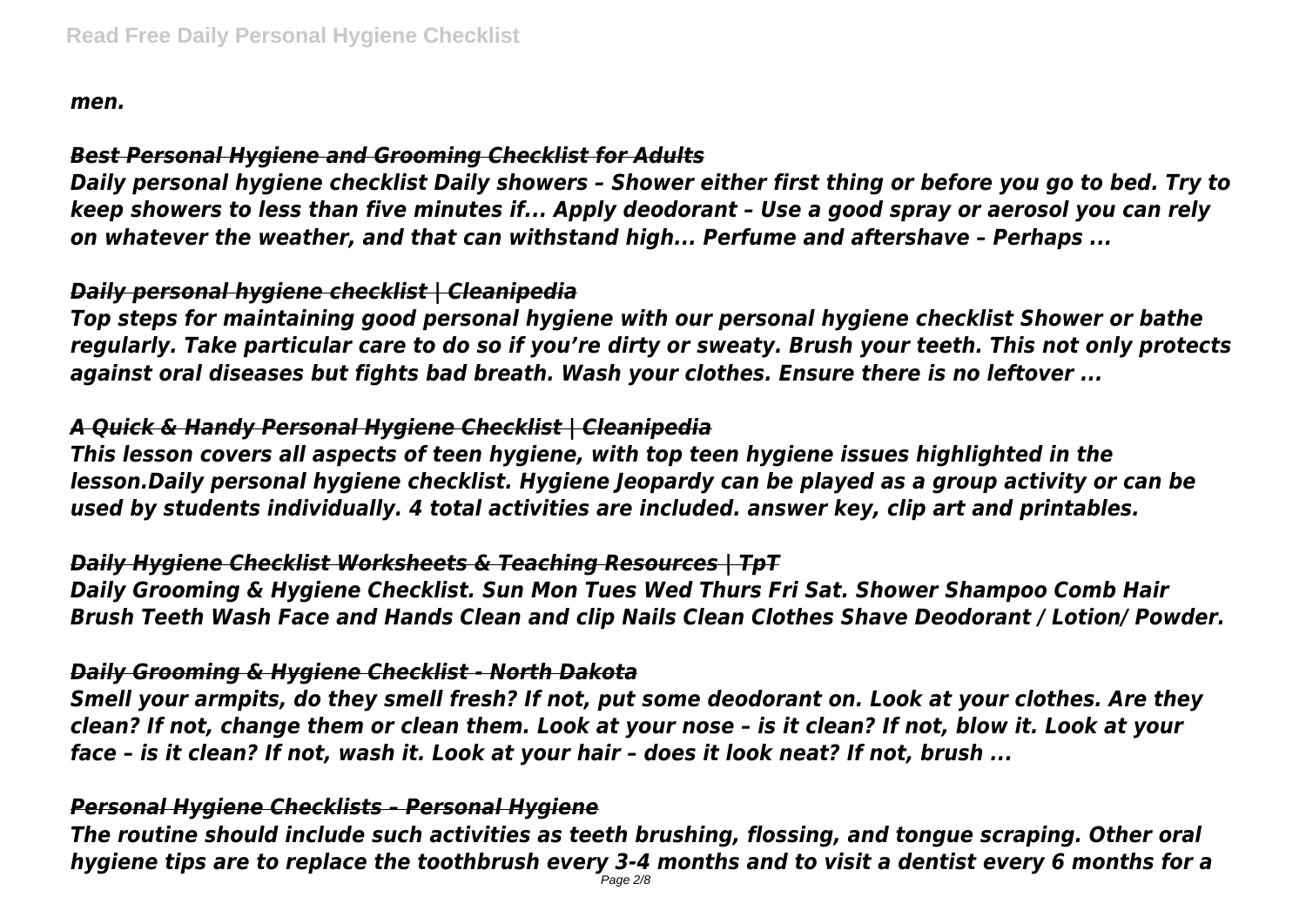*men.*

### *Best Personal Hygiene and Grooming Checklist for Adults*

*Daily personal hygiene checklist Daily showers – Shower either first thing or before you go to bed. Try to keep showers to less than five minutes if... Apply deodorant – Use a good spray or aerosol you can rely on whatever the weather, and that can withstand high... Perfume and aftershave – Perhaps ...*

### *Daily personal hygiene checklist | Cleanipedia*

*Top steps for maintaining good personal hygiene with our personal hygiene checklist Shower or bathe regularly. Take particular care to do so if you're dirty or sweaty. Brush your teeth. This not only protects against oral diseases but fights bad breath. Wash your clothes. Ensure there is no leftover ...*

### *A Quick & Handy Personal Hygiene Checklist | Cleanipedia*

*This lesson covers all aspects of teen hygiene, with top teen hygiene issues highlighted in the lesson.Daily personal hygiene checklist. Hygiene Jeopardy can be played as a group activity or can be used by students individually. 4 total activities are included. answer key, clip art and printables.*

### *Daily Hygiene Checklist Worksheets & Teaching Resources | TpT*

*Daily Grooming & Hygiene Checklist. Sun Mon Tues Wed Thurs Fri Sat. Shower Shampoo Comb Hair Brush Teeth Wash Face and Hands Clean and clip Nails Clean Clothes Shave Deodorant / Lotion/ Powder.*

### *Daily Grooming & Hygiene Checklist - North Dakota*

*Smell your armpits, do they smell fresh? If not, put some deodorant on. Look at your clothes. Are they clean? If not, change them or clean them. Look at your nose – is it clean? If not, blow it. Look at your face – is it clean? If not, wash it. Look at your hair – does it look neat? If not, brush ...*

### *Personal Hygiene Checklists – Personal Hygiene*

*The routine should include such activities as teeth brushing, flossing, and tongue scraping. Other oral hygiene tips are to replace the toothbrush every 3-4 months and to visit a dentist every 6 months for a*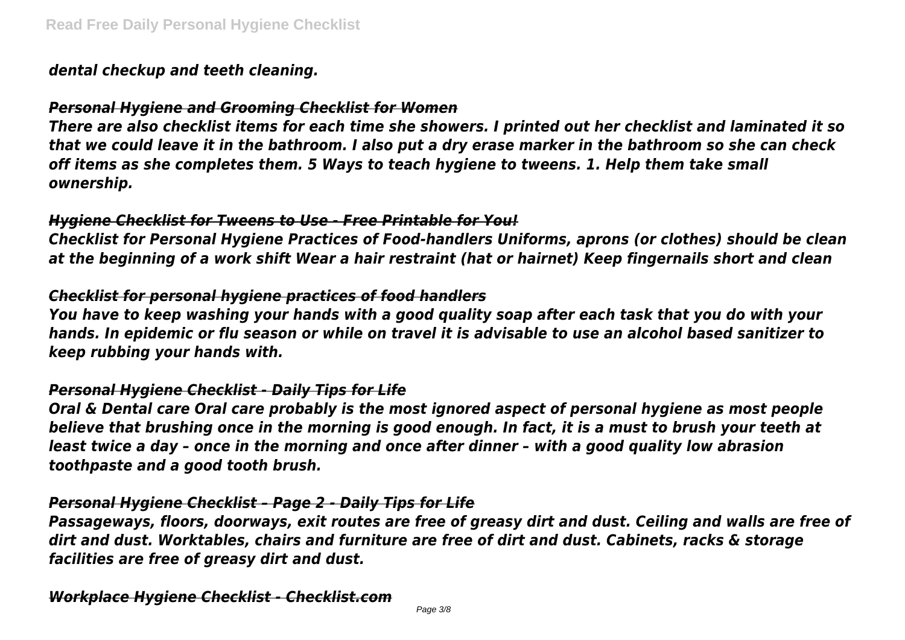*dental checkup and teeth cleaning.*

### *Personal Hygiene and Grooming Checklist for Women*

*There are also checklist items for each time she showers. I printed out her checklist and laminated it so that we could leave it in the bathroom. I also put a dry erase marker in the bathroom so she can check off items as she completes them. 5 Ways to teach hygiene to tweens. 1. Help them take small ownership.*

### *Hygiene Checklist for Tweens to Use - Free Printable for You!*

*Checklist for Personal Hygiene Practices of Food-handlers Uniforms, aprons (or clothes) should be clean at the beginning of a work shift Wear a hair restraint (hat or hairnet) Keep fingernails short and clean*

### *Checklist for personal hygiene practices of food handlers*

*You have to keep washing your hands with a good quality soap after each task that you do with your hands. In epidemic or flu season or while on travel it is advisable to use an alcohol based sanitizer to keep rubbing your hands with.*

### *Personal Hygiene Checklist - Daily Tips for Life*

*Oral & Dental care Oral care probably is the most ignored aspect of personal hygiene as most people believe that brushing once in the morning is good enough. In fact, it is a must to brush your teeth at least twice a day – once in the morning and once after dinner – with a good quality low abrasion toothpaste and a good tooth brush.*

### *Personal Hygiene Checklist – Page 2 - Daily Tips for Life*

*Passageways, floors, doorways, exit routes are free of greasy dirt and dust. Ceiling and walls are free of dirt and dust. Worktables, chairs and furniture are free of dirt and dust. Cabinets, racks & storage facilities are free of greasy dirt and dust.*

### *Workplace Hygiene Checklist - Checklist.com*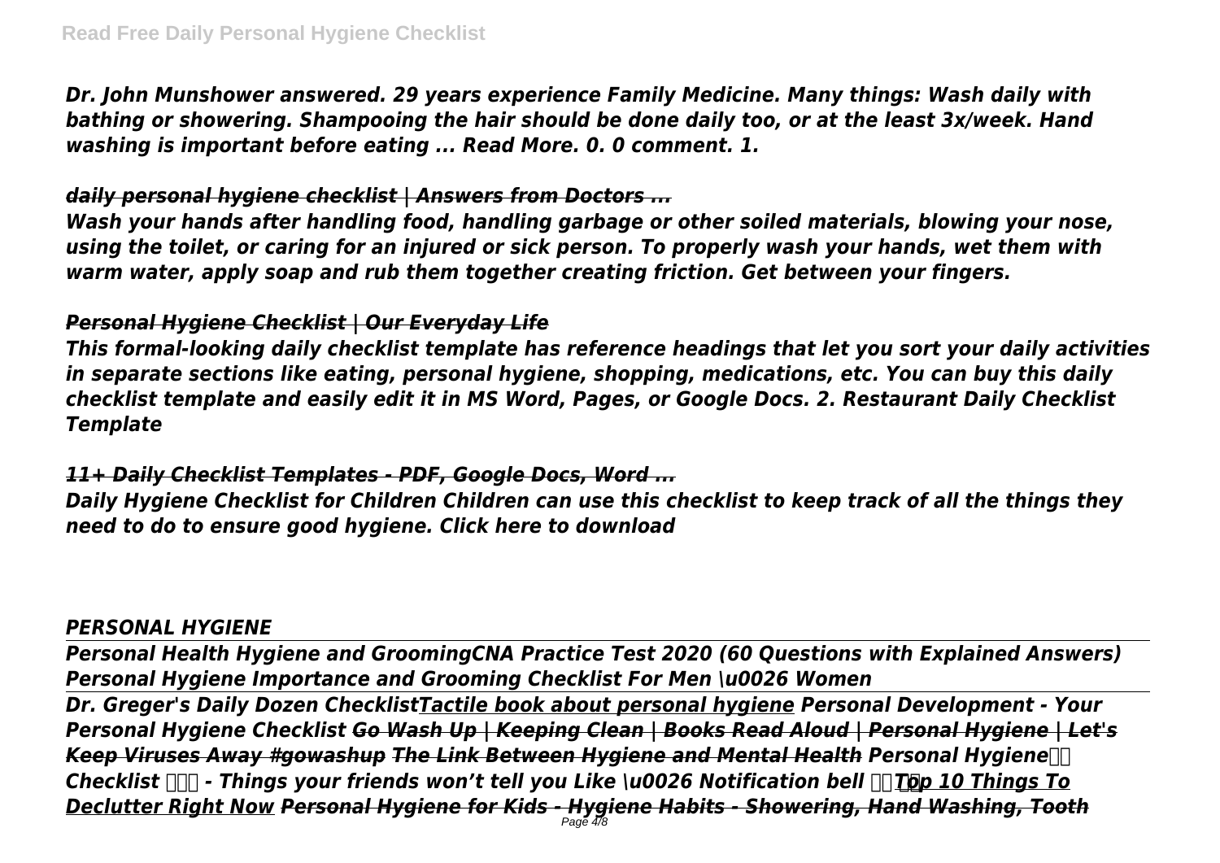*Dr. John Munshower answered. 29 years experience Family Medicine. Many things: Wash daily with bathing or showering. Shampooing the hair should be done daily too, or at the least 3x/week. Hand washing is important before eating ... Read More. 0. 0 comment. 1.*

*daily personal hygiene checklist | Answers from Doctors ...*

*Wash your hands after handling food, handling garbage or other soiled materials, blowing your nose, using the toilet, or caring for an injured or sick person. To properly wash your hands, wet them with warm water, apply soap and rub them together creating friction. Get between your fingers.*

*Personal Hygiene Checklist | Our Everyday Life*

*This formal-looking daily checklist template has reference headings that let you sort your daily activities in separate sections like eating, personal hygiene, shopping, medications, etc. You can buy this daily checklist template and easily edit it in MS Word, Pages, or Google Docs. 2. Restaurant Daily Checklist Template*

*11+ Daily Checklist Templates - PDF, Google Docs, Word ...*

*Daily Hygiene Checklist for Children Children can use this checklist to keep track of all the things they need to do to ensure good hygiene. Click here to download*

*PERSONAL HYGIENE*

*Personal Health Hygiene and GroomingCNA Practice Test 2020 (60 Questions with Explained Answers) Personal Hygiene Importance and Grooming Checklist For Men \u0026 Women*

*Dr. Greger's Daily Dozen ChecklistTactile book about personal hygiene Personal Development - Your Personal Hygiene Checklist Go Wash Up | Keeping Clean | Books Read Aloud | Personal Hygiene | Let's Keep Viruses Away #gowashup The Link Between Hygiene and Mental Health Personal Hygiene Checklist - Things your friends won't tell you Like \u0026 Notification bell Top 10 Things To Declutter Right Now Personal Hygiene for Kids - Hygiene Habits - Showering, Hand Washing, Tooth*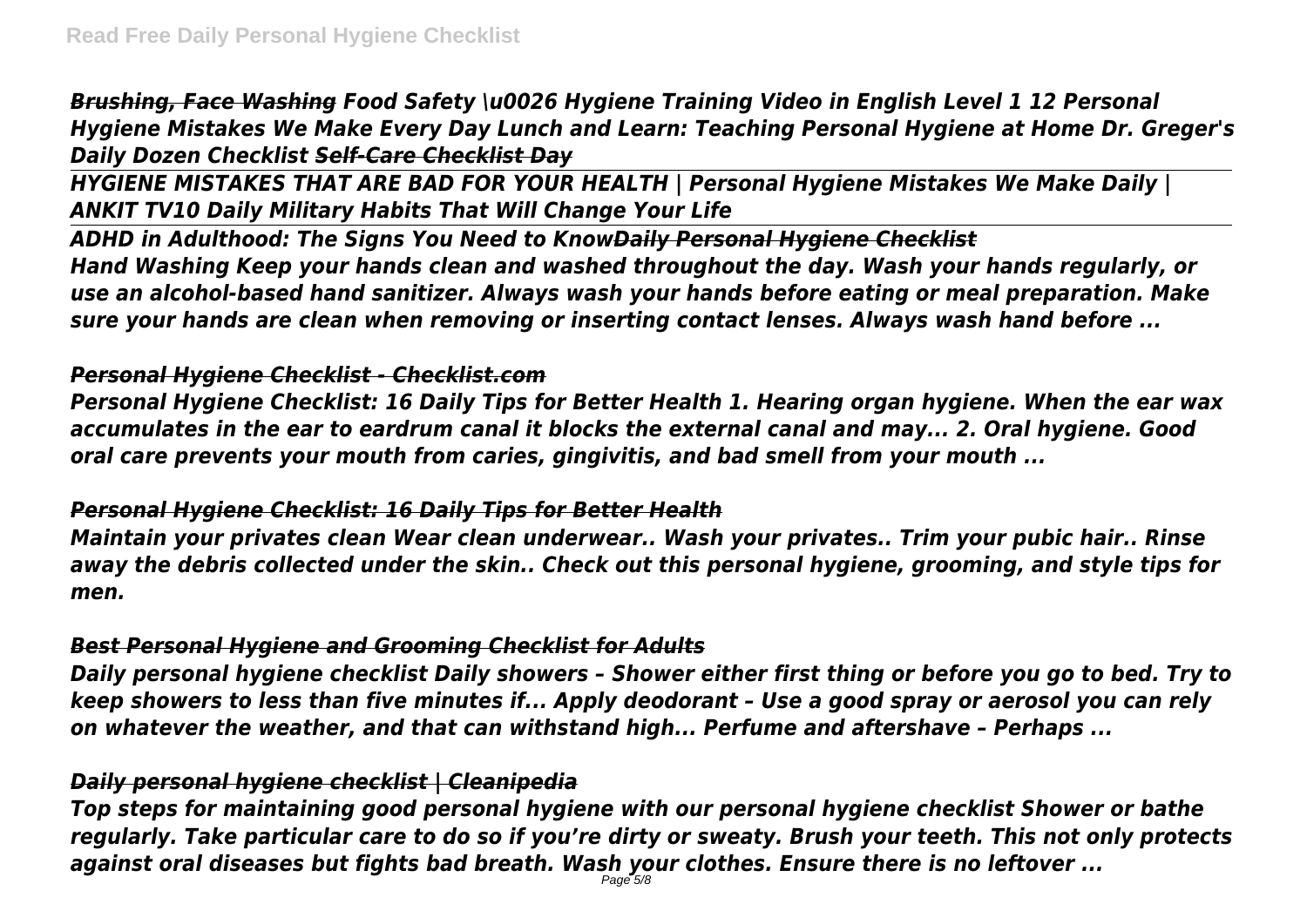~~*Brushing, Face Washing*~~ *Food Safety \u0026 Hygiene Training Video in English Level 1 12 Personal Hygiene Mistakes We Make Every Day Lunch and Learn: Teaching Personal Hygiene at Home Dr. Greger's Daily Dozen Checklist* ~~*Self-Care Checklist Day*~~

*HYGIENE MISTAKES THAT ARE BAD FOR YOUR HEALTH | Personal Hygiene Mistakes We Make Daily | ANKIT TV10 Daily Military Habits That Will Change Your Life*

*ADHD in Adulthood: The Signs You Need to Know*~~*Daily Personal Hygiene Checklist*~~

*Hand Washing Keep your hands clean and washed throughout the day. Wash your hands regularly, or use an alcohol-based hand sanitizer. Always wash your hands before eating or meal preparation. Make sure your hands are clean when removing or inserting contact lenses. Always wash hand before ...*

### ~~*Personal Hygiene Checklist - Checklist.com*~~

*Personal Hygiene Checklist: 16 Daily Tips for Better Health 1. Hearing organ hygiene. When the ear wax accumulates in the ear to eardrum canal it blocks the external canal and may... 2. Oral hygiene. Good oral care prevents your mouth from caries, gingivitis, and bad smell from your mouth ...*

### ~~*Personal Hygiene Checklist: 16 Daily Tips for Better Health*~~

*Maintain your privates clean Wear clean underwear.. Wash your privates.. Trim your pubic hair.. Rinse away the debris collected under the skin.. Check out this personal hygiene, grooming, and style tips for men.*

### ~~*Best Personal Hygiene and Grooming Checklist for Adults*~~

*Daily personal hygiene checklist Daily showers – Shower either first thing or before you go to bed. Try to keep showers to less than five minutes if... Apply deodorant – Use a good spray or aerosol you can rely on whatever the weather, and that can withstand high... Perfume and aftershave – Perhaps ...*

### ~~*Daily personal hygiene checklist | Cleanipedia*~~

*Top steps for maintaining good personal hygiene with our personal hygiene checklist Shower or bathe regularly. Take particular care to do so if you're dirty or sweaty. Brush your teeth. This not only protects against oral diseases but fights bad breath. Wash your clothes. Ensure there is no leftover ...*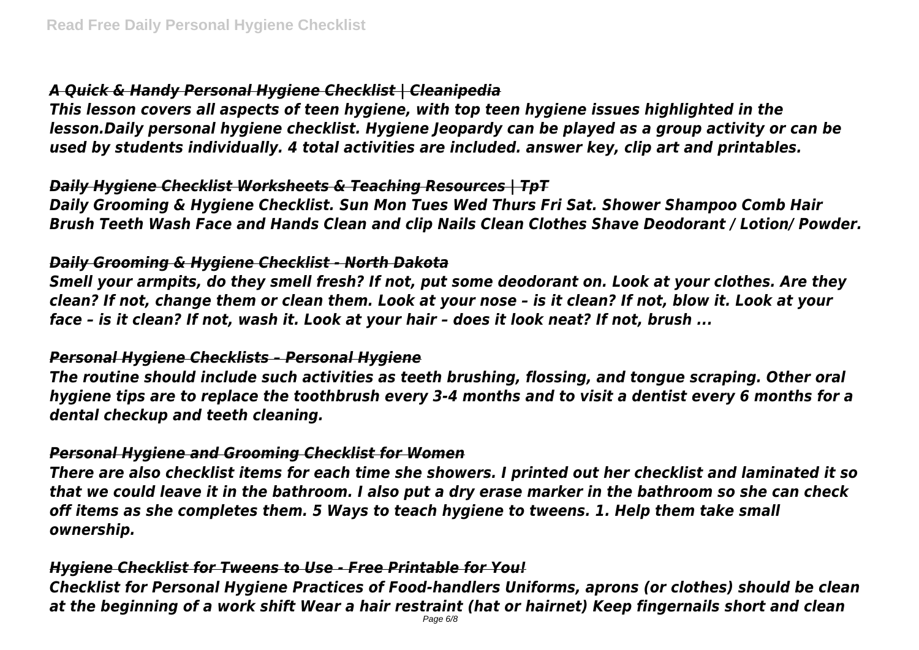### *A Quick & Handy Personal Hygiene Checklist | Cleanipedia*

*This lesson covers all aspects of teen hygiene, with top teen hygiene issues highlighted in the lesson.Daily personal hygiene checklist. Hygiene Jeopardy can be played as a group activity or can be used by students individually. 4 total activities are included. answer key, clip art and printables.*

### *Daily Hygiene Checklist Worksheets & Teaching Resources | TpT*

*Daily Grooming & Hygiene Checklist. Sun Mon Tues Wed Thurs Fri Sat. Shower Shampoo Comb Hair Brush Teeth Wash Face and Hands Clean and clip Nails Clean Clothes Shave Deodorant / Lotion/ Powder.*

### *Daily Grooming & Hygiene Checklist - North Dakota*

*Smell your armpits, do they smell fresh? If not, put some deodorant on. Look at your clothes. Are they clean? If not, change them or clean them. Look at your nose – is it clean? If not, blow it. Look at your face – is it clean? If not, wash it. Look at your hair – does it look neat? If not, brush ...*

### *Personal Hygiene Checklists – Personal Hygiene*

*The routine should include such activities as teeth brushing, flossing, and tongue scraping. Other oral hygiene tips are to replace the toothbrush every 3-4 months and to visit a dentist every 6 months for a dental checkup and teeth cleaning.*

### *Personal Hygiene and Grooming Checklist for Women*

*There are also checklist items for each time she showers. I printed out her checklist and laminated it so that we could leave it in the bathroom. I also put a dry erase marker in the bathroom so she can check off items as she completes them. 5 Ways to teach hygiene to tweens. 1. Help them take small ownership.*

### *Hygiene Checklist for Tweens to Use - Free Printable for You!*

*Checklist for Personal Hygiene Practices of Food-handlers Uniforms, aprons (or clothes) should be clean at the beginning of a work shift Wear a hair restraint (hat or hairnet) Keep fingernails short and clean*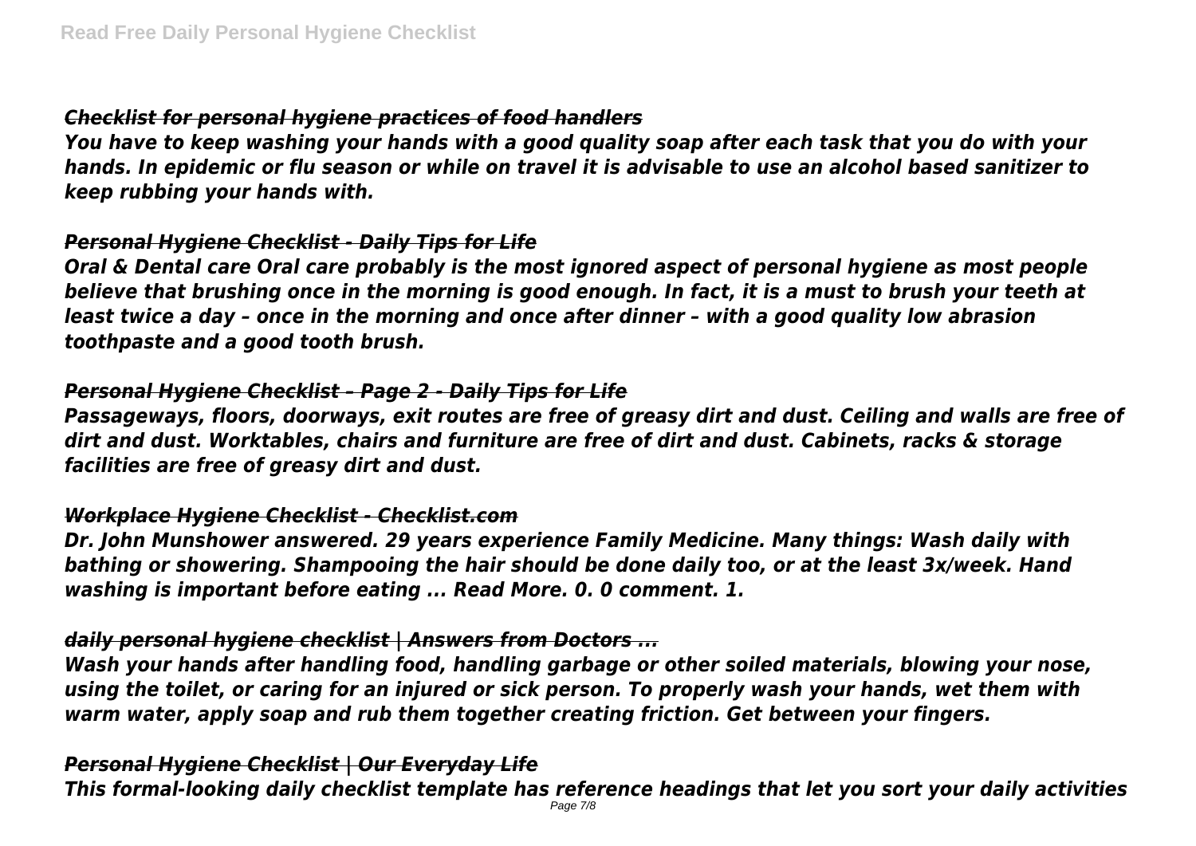### *Checklist for personal hygiene practices of food handlers*

*You have to keep washing your hands with a good quality soap after each task that you do with your hands. In epidemic or flu season or while on travel it is advisable to use an alcohol based sanitizer to keep rubbing your hands with.*

### *Personal Hygiene Checklist - Daily Tips for Life*

*Oral & Dental care Oral care probably is the most ignored aspect of personal hygiene as most people believe that brushing once in the morning is good enough. In fact, it is a must to brush your teeth at least twice a day – once in the morning and once after dinner – with a good quality low abrasion toothpaste and a good tooth brush.*

### *Personal Hygiene Checklist – Page 2 - Daily Tips for Life*

*Passageways, floors, doorways, exit routes are free of greasy dirt and dust. Ceiling and walls are free of dirt and dust. Worktables, chairs and furniture are free of dirt and dust. Cabinets, racks & storage facilities are free of greasy dirt and dust.*

### *Workplace Hygiene Checklist - Checklist.com*

*Dr. John Munshower answered. 29 years experience Family Medicine. Many things: Wash daily with bathing or showering. Shampooing the hair should be done daily too, or at the least 3x/week. Hand washing is important before eating ... Read More. 0. 0 comment. 1.*

### *daily personal hygiene checklist | Answers from Doctors ...*

*Wash your hands after handling food, handling garbage or other soiled materials, blowing your nose, using the toilet, or caring for an injured or sick person. To properly wash your hands, wet them with warm water, apply soap and rub them together creating friction. Get between your fingers.*

### *Personal Hygiene Checklist | Our Everyday Life*

*This formal-looking daily checklist template has reference headings that let you sort your daily activities*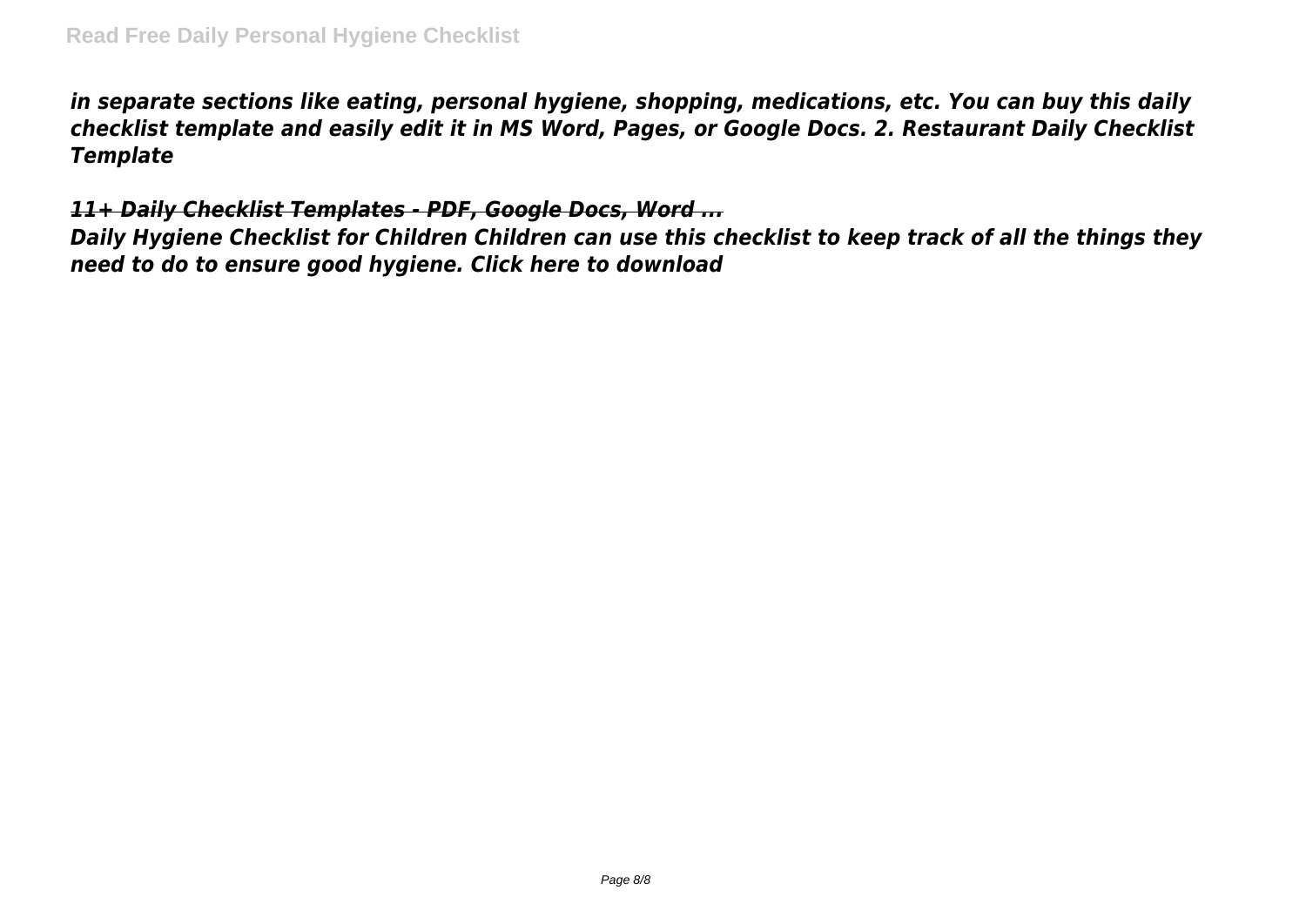*in separate sections like eating, personal hygiene, shopping, medications, etc. You can buy this daily checklist template and easily edit it in MS Word, Pages, or Google Docs. 2. Restaurant Daily Checklist Template*

***11+ Daily Checklist Templates - PDF, Google Docs, Word ...***

*Daily Hygiene Checklist for Children Children can use this checklist to keep track of all the things they need to do to ensure good hygiene. Click here to download*